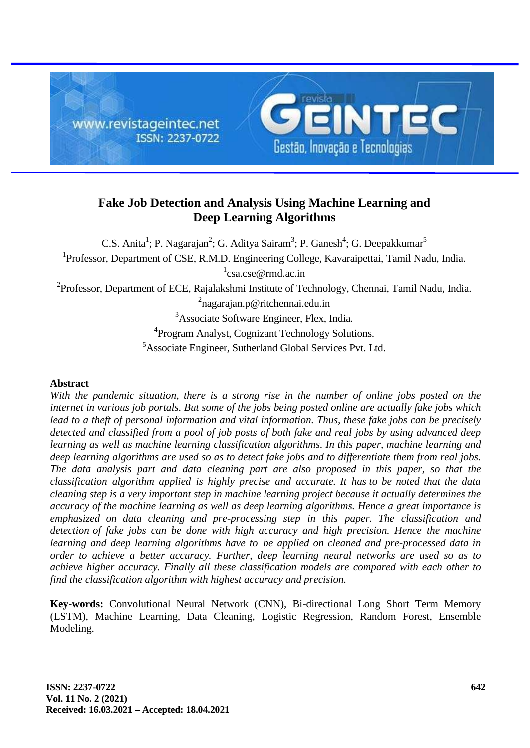# Fake Job Detection and Analysis Using Machine Learning and Deep Learning Algorithms

C.S. Anita[1]; P. Nagarajan[2]; G. Aditya Sairam[3]; P. Ganesh[4]; G. Deepakkumar[5]

[1]Professor, Department of CSE, R.M.D. Engineering College, Kavaraipettai, Tamil Nadu, India.
[1]csa.cse@rmd.ac.in

[2]Professor, Department of ECE, Rajalakshmi Institute of Technology, Chennai, Tamil Nadu, India.
[2]nagarajan.p@ritchennai.edu.in

[3]Associate Software Engineer, Flex, India.

[4]Program Analyst, Cognizant Technology Solutions.

[5]Associate Engineer, Sutherland Global Services Pvt. Ltd.

## Abstract

*With the pandemic situation, there is a strong rise in the number of online jobs posted on the internet in various job portals. But some of the jobs being posted online are actually fake jobs which lead to a theft of personal information and vital information. Thus, these fake jobs can be precisely detected and classified from a pool of job posts of both fake and real jobs by using advanced deep learning as well as machine learning classification algorithms. In this paper, machine learning and deep learning algorithms are used so as to detect fake jobs and to differentiate them from real jobs. The data analysis part and data cleaning part are also proposed in this paper, so that the classification algorithm applied is highly precise and accurate. It has to be noted that the data cleaning step is a very important step in machine learning project because it actually determines the accuracy of the machine learning as well as deep learning algorithms. Hence a great importance is emphasized on data cleaning and pre-processing step in this paper. The classification and detection of fake jobs can be done with high accuracy and high precision. Hence the machine learning and deep learning algorithms have to be applied on cleaned and pre-processed data in order to achieve a better accuracy. Further, deep learning neural networks are used so as to achieve higher accuracy. Finally all these classification models are compared with each other to find the classification algorithm with highest accuracy and precision.*

**Key-words:** Convolutional Neural Network (CNN), Bi-directional Long Short Term Memory (LSTM), Machine Learning, Data Cleaning, Logistic Regression, Random Forest, Ensemble Modeling.

Received: 16.03.2021 – Accepted: 18.04.2021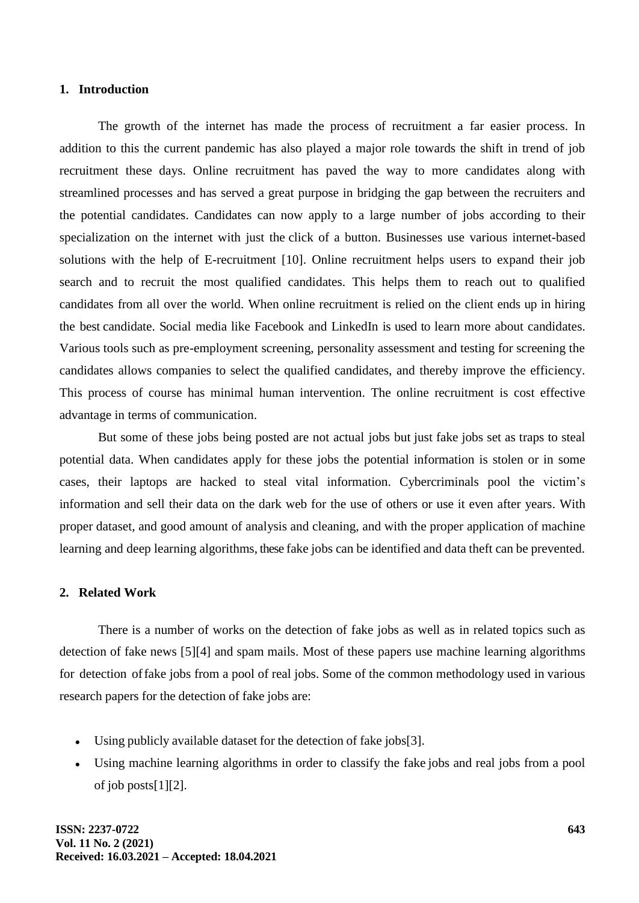## 1. Introduction

The growth of the internet has made the process of recruitment a far easier process. In addition to this the current pandemic has also played a major role towards the shift in trend of job recruitment these days. Online recruitment has paved the way to more candidates along with streamlined processes and has served a great purpose in bridging the gap between the recruiters and the potential candidates. Candidates can now apply to a large number of jobs according to their specialization on the internet with just the click of a button. Businesses use various internet-based solutions with the help of E-recruitment [10]. Online recruitment helps users to expand their job search and to recruit the most qualified candidates. This helps them to reach out to qualified candidates from all over the world. When online recruitment is relied on the client ends up in hiring the best candidate. Social media like Facebook and LinkedIn is used to learn more about candidates. Various tools such as pre-employment screening, personality assessment and testing for screening the candidates allows companies to select the qualified candidates, and thereby improve the efficiency. This process of course has minimal human intervention. The online recruitment is cost effective advantage in terms of communication.

But some of these jobs being posted are not actual jobs but just fake jobs set as traps to steal potential data. When candidates apply for these jobs the potential information is stolen or in some cases, their laptops are hacked to steal vital information. Cybercriminals pool the victim's information and sell their data on the dark web for the use of others or use it even after years. With proper dataset, and good amount of analysis and cleaning, and with the proper application of machine learning and deep learning algorithms, these fake jobs can be identified and data theft can be prevented.

## 2. Related Work

There is a number of works on the detection of fake jobs as well as in related topics such as detection of fake news [5][4] and spam mails. Most of these papers use machine learning algorithms for detection of fake jobs from a pool of real jobs. Some of the common methodology used in various research papers for the detection of fake jobs are:

- Using publicly available dataset for the detection of fake jobs[3].
- Using machine learning algorithms in order to classify the fake jobs and real jobs from a pool of job posts[1][2].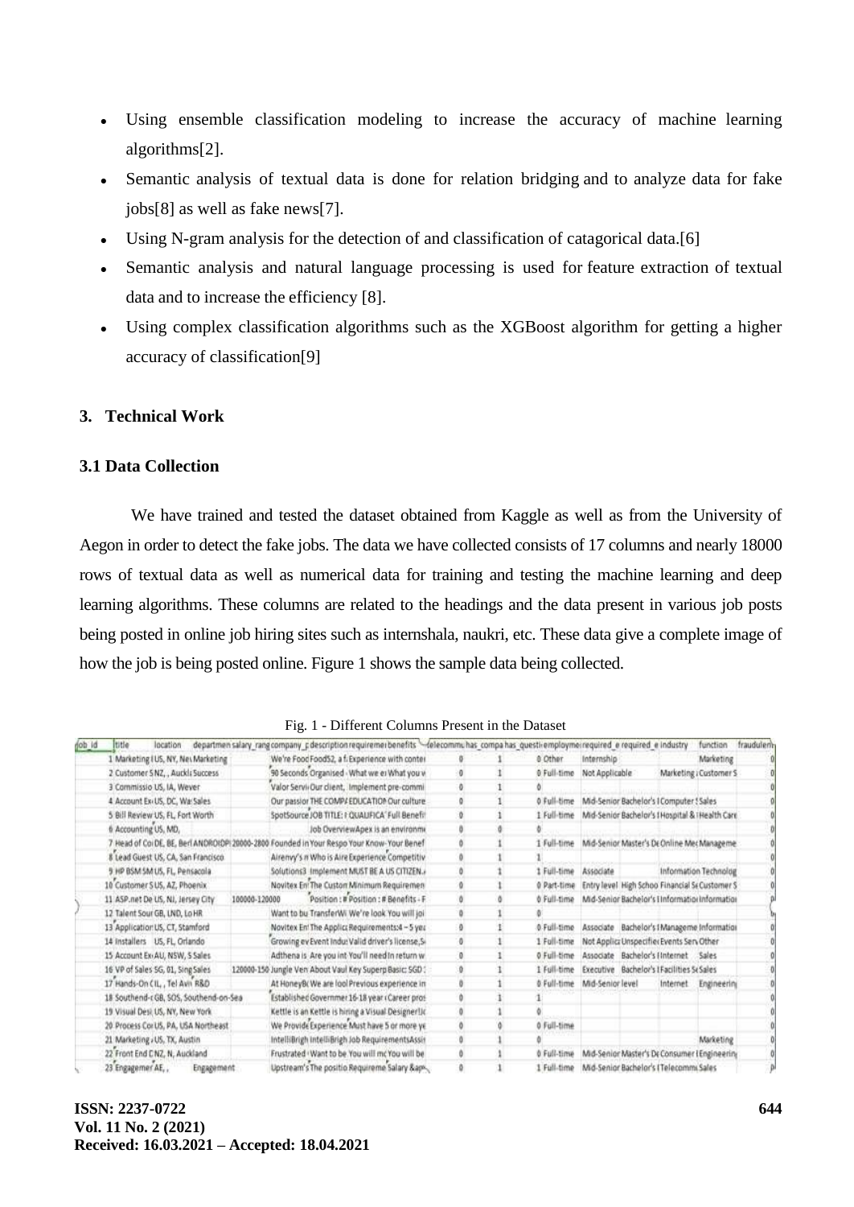- Using ensemble classification modeling to increase the accuracy of machine learning algorithms[2].
- Semantic analysis of textual data is done for relation bridging and to analyze data for fake jobs[8] as well as fake news[7].
- Using N-gram analysis for the detection of and classification of catagorical data.[6]
- Semantic analysis and natural language processing is used for feature extraction of textual data and to increase the efficiency [8].
- Using complex classification algorithms such as the XGBoost algorithm for getting a higher accuracy of classification[9]

## 3. Technical Work

### 3.1 Data Collection

We have trained and tested the dataset obtained from Kaggle as well as from the University of Aegon in order to detect the fake jobs. The data we have collected consists of 17 columns and nearly 18000 rows of textual data as well as numerical data for training and testing the machine learning and deep learning algorithms. These columns are related to the headings and the data present in various job posts being posted in online job hiring sites such as internshala, naukri, etc. These data give a complete image of how the job is being posted online. Figure 1 shows the sample data being collected.

Fig. 1 - Different Columns Present in the Dataset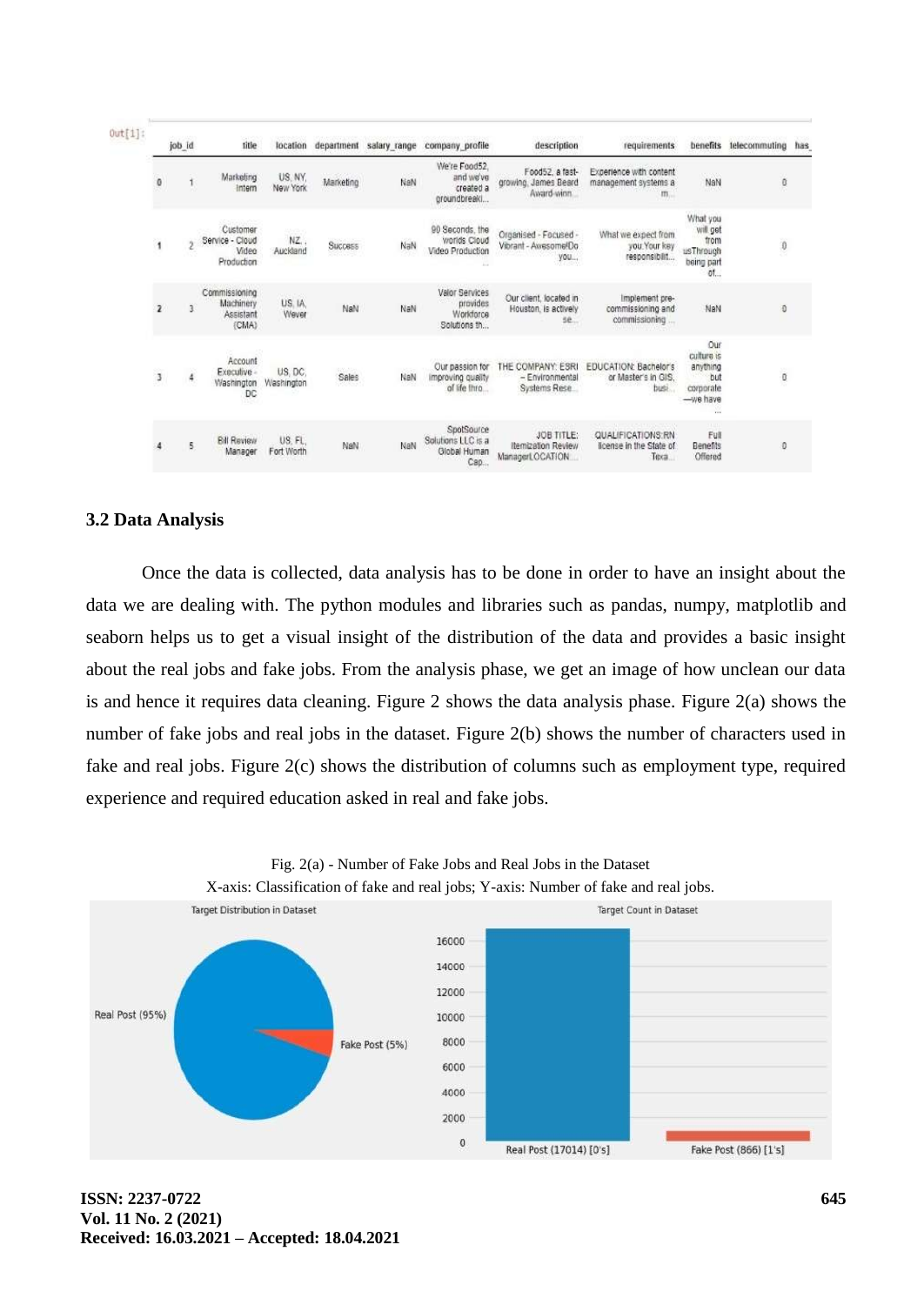Out[1]:

| | job_id | title | location | department | salary_range | company_profile | description | requirements | benefits | telecommuting | has_ |
|---|---|---|---|---|---|---|---|---|---|---|---|
| 0 | 1 | Marketing Intern | US, NY, New York | Marketing | NaN | We're Food52, and we've created a groundbreaki... | Food52, a fast-growing, James Beard Award-winn... | Experience with content management systems a m... | NaN | 0 | |
| 1 | 2 | Customer Service - Cloud Video Production | NZ, , Auckland | Success | NaN | 90 Seconds, the worlds Cloud Video Production ... | Organised - Focused - Vibrant - Awesome!Do you... | What we expect from you:Your key responsibilit... | What you will get from usThrough being part of... | 0 | |
| 2 | 3 | Commissioning Machinery Assistant (CMA) | US, IA, Wever | NaN | NaN | Valor Services provides Workforce Solutions th... | Our client, located in Houston, is actively se... | Implement pre-commissioning and commissioning ... | NaN | 0 | |
| 3 | 4 | Account Executive - Washington DC | US, DC, Washington | Sales | NaN | Our passion for improving quality of life thro... | THE COMPANY: ESRI – Environmental Systems Rese... | EDUCATION: Bachelor's or Master's in GIS, busi... | Our culture is anything but corporate—we have ... | 0 | |
| 4 | 5 | Bill Review Manager | US, FL, Fort Worth | NaN | NaN | SpotSource Solutions LLC is a Global Human Cap... | JOB TITLE: Itemization Review ManagerLOCATION ... | QUALIFICATIONS:RN license in the State of Texa... | Full Benefits Offered | 0 | |

### 3.2 Data Analysis

Once the data is collected, data analysis has to be done in order to have an insight about the data we are dealing with. The python modules and libraries such as pandas, numpy, matplotlib and seaborn helps us to get a visual insight of the distribution of the data and provides a basic insight about the real jobs and fake jobs. From the analysis phase, we get an image of how unclean our data is and hence it requires data cleaning. Figure 2 shows the data analysis phase. Figure 2(a) shows the number of fake jobs and real jobs in the dataset. Figure 2(b) shows the number of characters used in fake and real jobs. Figure 2(c) shows the distribution of columns such as employment type, required experience and required education asked in real and fake jobs.

Fig. 2(a) - Number of Fake Jobs and Real Jobs in the Dataset
X-axis: Classification of fake and real jobs; Y-axis: Number of fake and real jobs.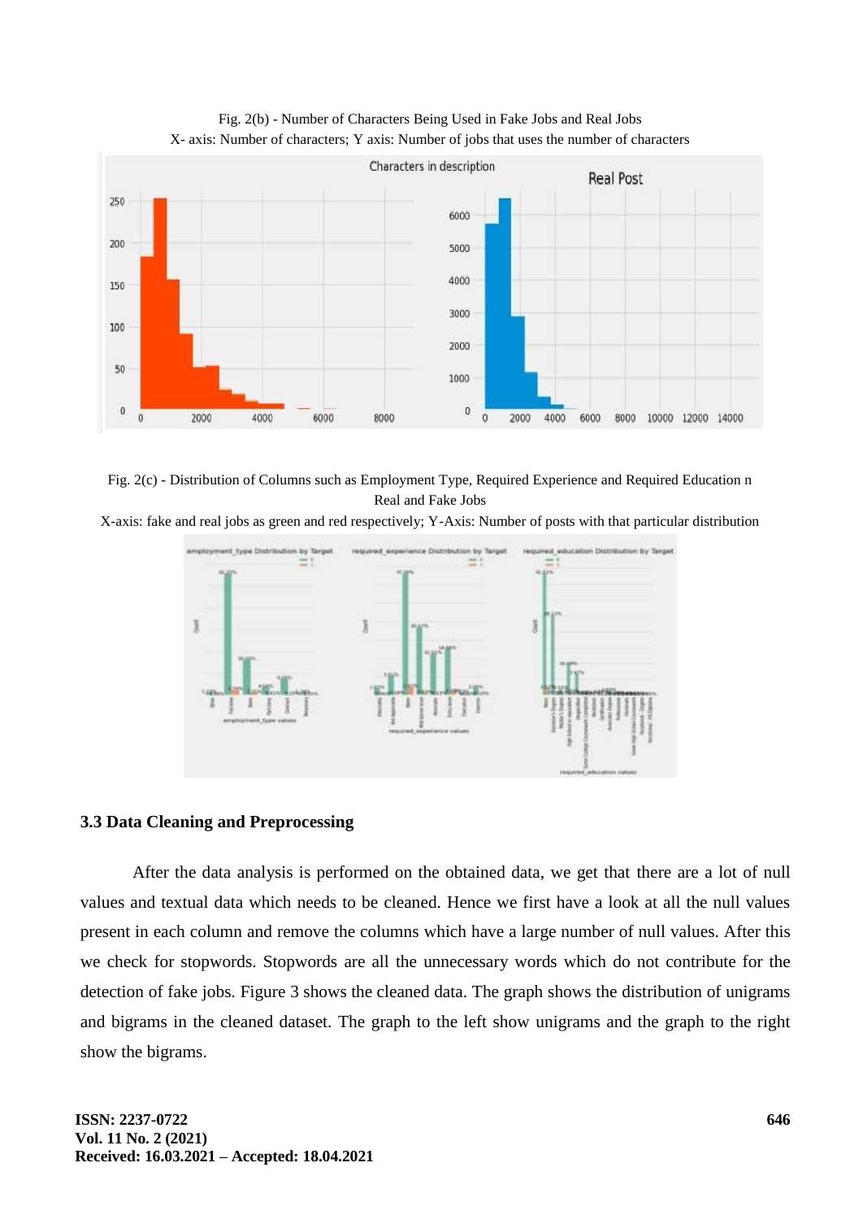Fig. 2(b) - Number of Characters Being Used in Fake Jobs and Real Jobs
X- axis: Number of characters; Y axis: Number of jobs that uses the number of characters

Fig. 2(c) - Distribution of Columns such as Employment Type, Required Experience and Required Education n Real and Fake Jobs
X-axis: fake and real jobs as green and red respectively; Y-Axis: Number of posts with that particular distribution

### 3.3 Data Cleaning and Preprocessing

After the data analysis is performed on the obtained data, we get that there are a lot of null values and textual data which needs to be cleaned. Hence we first have a look at all the null values present in each column and remove the columns which have a large number of null values. After this we check for stopwords. Stopwords are all the unnecessary words which do not contribute for the detection of fake jobs. Figure 3 shows the cleaned data. The graph shows the distribution of unigrams and bigrams in the cleaned dataset. The graph to the left show unigrams and the graph to the right show the bigrams.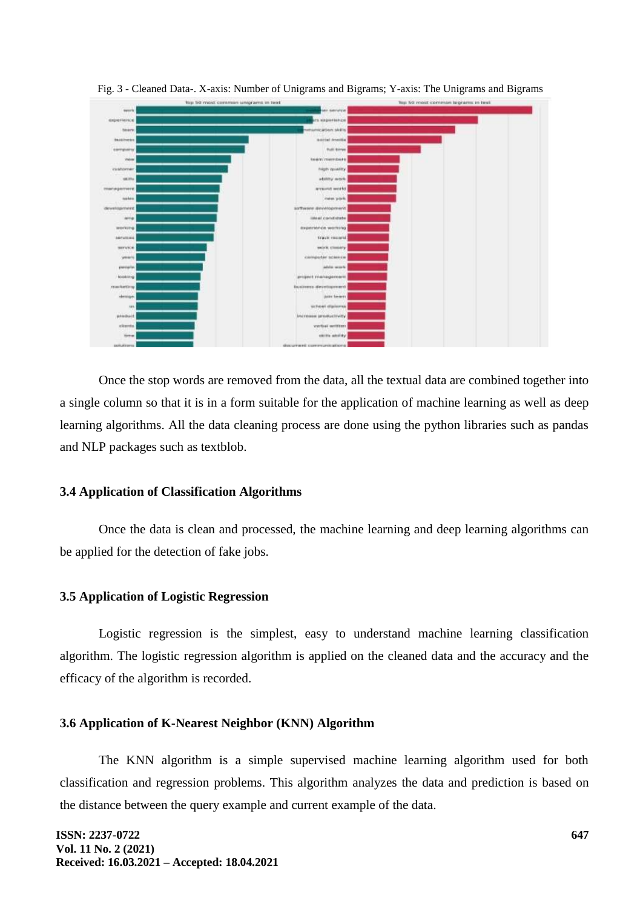Fig. 3 - Cleaned Data-. X-axis: Number of Unigrams and Bigrams; Y-axis: The Unigrams and Bigrams

Once the stop words are removed from the data, all the textual data are combined together into a single column so that it is in a form suitable for the application of machine learning as well as deep learning algorithms. All the data cleaning process are done using the python libraries such as pandas and NLP packages such as textblob.

### 3.4 Application of Classification Algorithms

Once the data is clean and processed, the machine learning and deep learning algorithms can be applied for the detection of fake jobs.

### 3.5 Application of Logistic Regression

Logistic regression is the simplest, easy to understand machine learning classification algorithm. The logistic regression algorithm is applied on the cleaned data and the accuracy and the efficacy of the algorithm is recorded.

### 3.6 Application of K-Nearest Neighbor (KNN) Algorithm

The KNN algorithm is a simple supervised machine learning algorithm used for both classification and regression problems. This algorithm analyzes the data and prediction is based on the distance between the query example and current example of the data.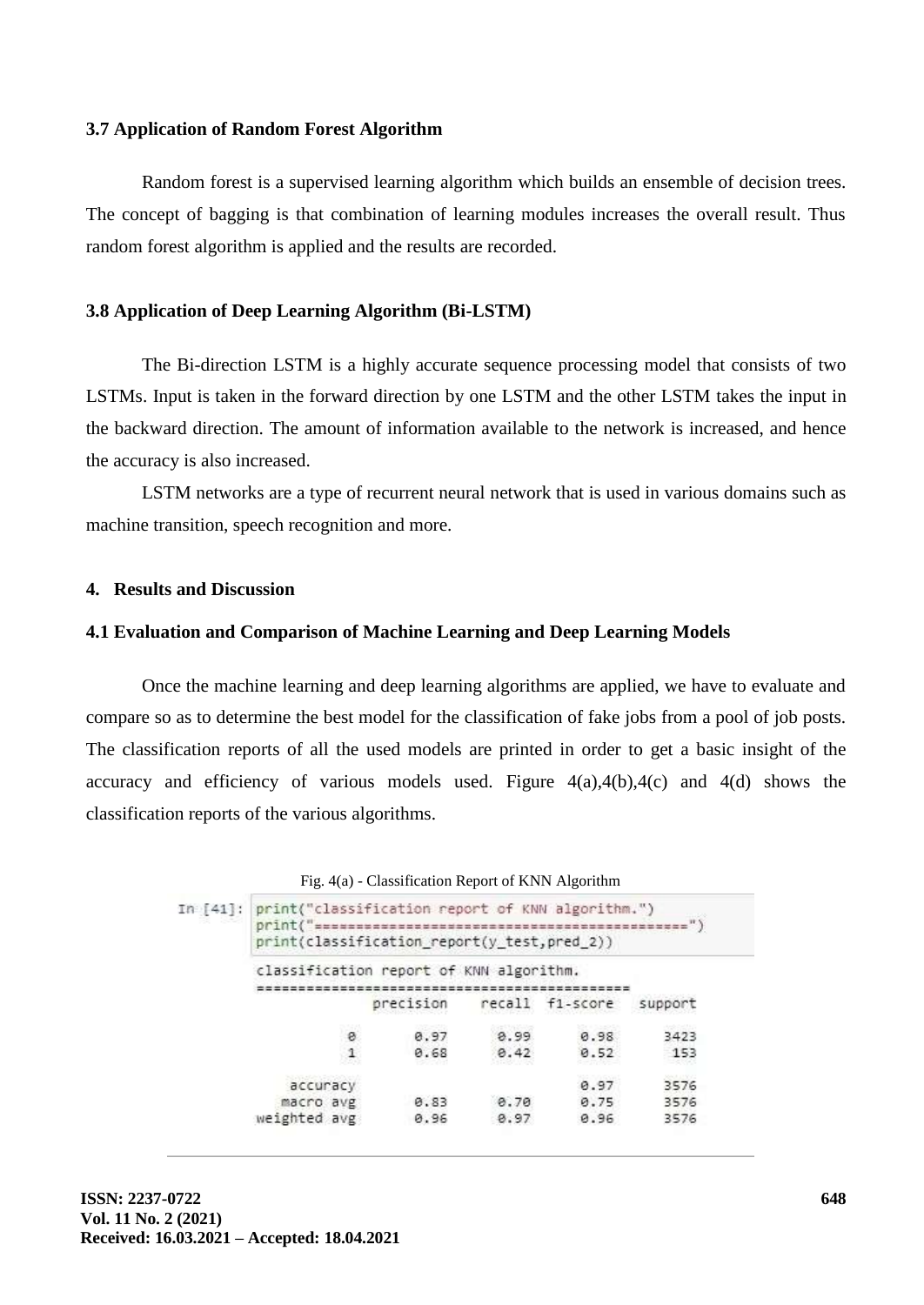### 3.7 Application of Random Forest Algorithm

Random forest is a supervised learning algorithm which builds an ensemble of decision trees. The concept of bagging is that combination of learning modules increases the overall result. Thus random forest algorithm is applied and the results are recorded.

### 3.8 Application of Deep Learning Algorithm (Bi-LSTM)

The Bi-direction LSTM is a highly accurate sequence processing model that consists of two LSTMs. Input is taken in the forward direction by one LSTM and the other LSTM takes the input in the backward direction. The amount of information available to the network is increased, and hence the accuracy is also increased.

LSTM networks are a type of recurrent neural network that is used in various domains such as machine transition, speech recognition and more.

## 4. Results and Discussion

### 4.1 Evaluation and Comparison of Machine Learning and Deep Learning Models

Once the machine learning and deep learning algorithms are applied, we have to evaluate and compare so as to determine the best model for the classification of fake jobs from a pool of job posts. The classification reports of all the used models are printed in order to get a basic insight of the accuracy and efficiency of various models used. Figure 4(a),4(b),4(c) and 4(d) shows the classification reports of the various algorithms.

Fig. 4(a) - Classification Report of KNN Algorithm

```
In [41]: print("classification report of KNN algorithm.")
         print("=============================================")
         print(classification_report(y_test,pred_2))

         classification report of KNN algorithm.
         =============================================
                       precision    recall  f1-score   support

                    0       0.97      0.99      0.98      3423
                    1       0.68      0.42      0.52       153

             accuracy                           0.97      3576
            macro avg       0.83      0.70      0.75      3576
         weighted avg       0.96      0.97      0.96      3576
```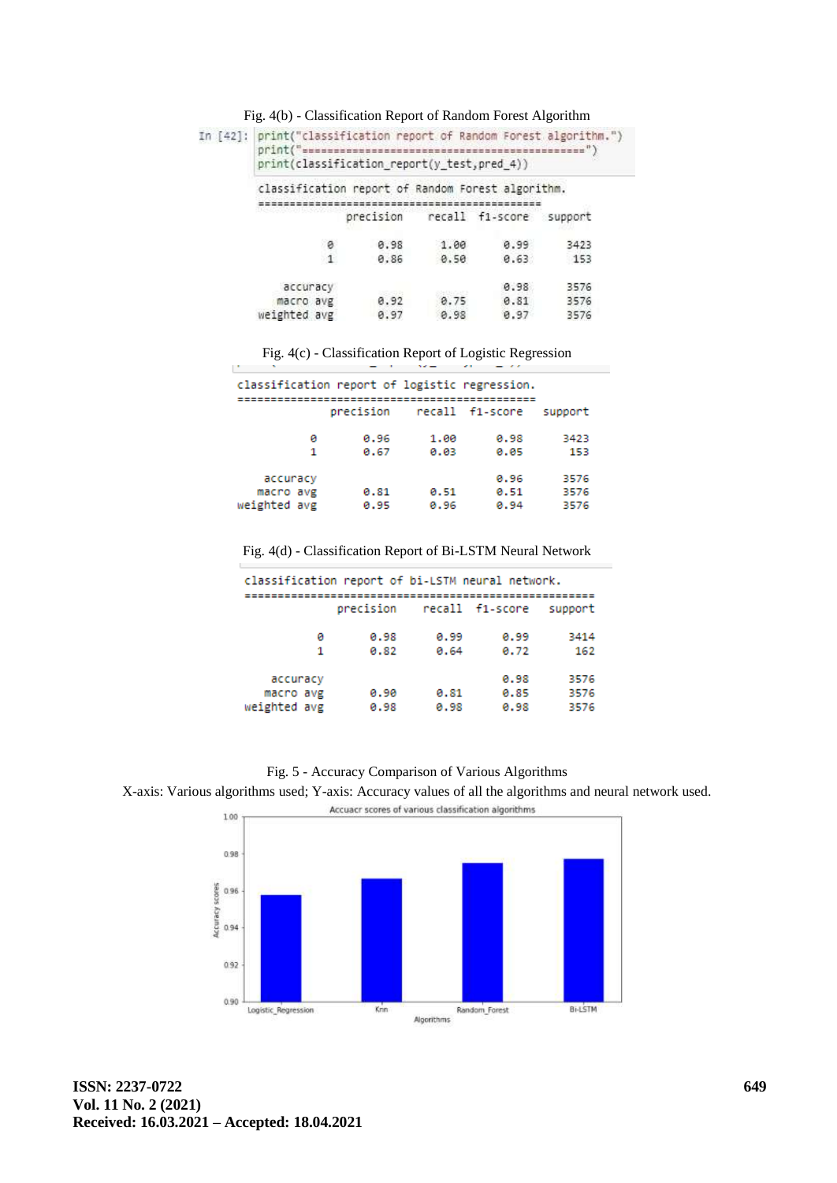Fig. 4(b) - Classification Report of Random Forest Algorithm

```
In [42]: print("classification report of Random Forest algorithm.")
         print("=============================================")
         print(classification_report(y_test,pred_4))
```

```
classification report of Random Forest algorithm.
=============================================
              precision    recall  f1-score   support

           0       0.98      1.00      0.99      3423
           1       0.86      0.50      0.63       153

    accuracy                           0.98      3576
   macro avg       0.92      0.75      0.81      3576
weighted avg       0.97      0.98      0.97      3576
```

Fig. 4(c) - Classification Report of Logistic Regression

```
classification report of logistic regression.
=============================================
              precision    recall  f1-score   support

           0       0.96      1.00      0.98      3423
           1       0.67      0.03      0.05       153

    accuracy                           0.96      3576
   macro avg       0.81      0.51      0.51      3576
weighted avg       0.95      0.96      0.94      3576
```

Fig. 4(d) - Classification Report of Bi-LSTM Neural Network

```
classification report of bi-LSTM neural network.
=======================================================
              precision    recall  f1-score   support

           0       0.98      0.99      0.99      3414
           1       0.82      0.64      0.72       162

    accuracy                           0.98      3576
   macro avg       0.90      0.81      0.85      3576
weighted avg       0.98      0.98      0.98      3576
```

Fig. 5 - Accuracy Comparison of Various Algorithms

X-axis: Various algorithms used; Y-axis: Accuracy values of all the algorithms and neural network used.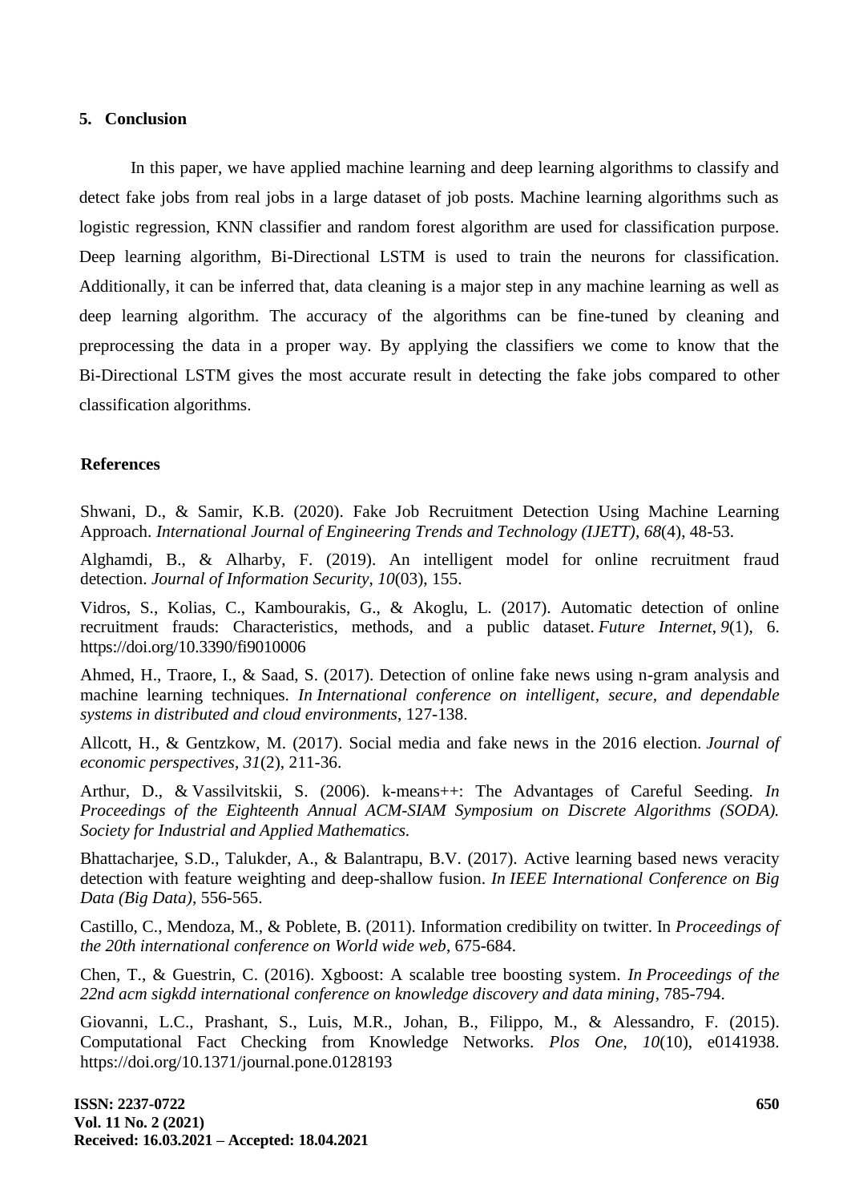## 5. Conclusion

In this paper, we have applied machine learning and deep learning algorithms to classify and detect fake jobs from real jobs in a large dataset of job posts. Machine learning algorithms such as logistic regression, KNN classifier and random forest algorithm are used for classification purpose. Deep learning algorithm, Bi-Directional LSTM is used to train the neurons for classification. Additionally, it can be inferred that, data cleaning is a major step in any machine learning as well as deep learning algorithm. The accuracy of the algorithms can be fine-tuned by cleaning and preprocessing the data in a proper way. By applying the classifiers we come to know that the Bi-Directional LSTM gives the most accurate result in detecting the fake jobs compared to other classification algorithms.

## References

Shwani, D., & Samir, K.B. (2020). Fake Job Recruitment Detection Using Machine Learning Approach. *International Journal of Engineering Trends and Technology (IJETT)*, *68*(4), 48-53.

Alghamdi, B., & Alharby, F. (2019). An intelligent model for online recruitment fraud detection. *Journal of Information Security*, *10*(03), 155.

Vidros, S., Kolias, C., Kambourakis, G., & Akoglu, L. (2017). Automatic detection of online recruitment frauds: Characteristics, methods, and a public dataset. *Future Internet*, *9*(1), 6. https://doi.org/10.3390/fi9010006

Ahmed, H., Traore, I., & Saad, S. (2017). Detection of online fake news using n-gram analysis and machine learning techniques. *In International conference on intelligent, secure, and dependable systems in distributed and cloud environments*, 127-138.

Allcott, H., & Gentzkow, M. (2017). Social media and fake news in the 2016 election. *Journal of economic perspectives*, *31*(2), 211-36.

Arthur, D., & Vassilvitskii, S. (2006). k-means++: The Advantages of Careful Seeding. *In Proceedings of the Eighteenth Annual ACM-SIAM Symposium on Discrete Algorithms (SODA). Society for Industrial and Applied Mathematics.*

Bhattacharjee, S.D., Talukder, A., & Balantrapu, B.V. (2017). Active learning based news veracity detection with feature weighting and deep-shallow fusion. *In IEEE International Conference on Big Data (Big Data)*, 556-565.

Castillo, C., Mendoza, M., & Poblete, B. (2011). Information credibility on twitter. In *Proceedings of the 20th international conference on World wide web*, 675-684.

Chen, T., & Guestrin, C. (2016). Xgboost: A scalable tree boosting system. *In Proceedings of the 22nd acm sigkdd international conference on knowledge discovery and data mining*, 785-794.

Giovanni, L.C., Prashant, S., Luis, M.R., Johan, B., Filippo, M., & Alessandro, F. (2015). Computational Fact Checking from Knowledge Networks. *Plos One*, *10*(10), e0141938. https://doi.org/10.1371/journal.pone.0128193